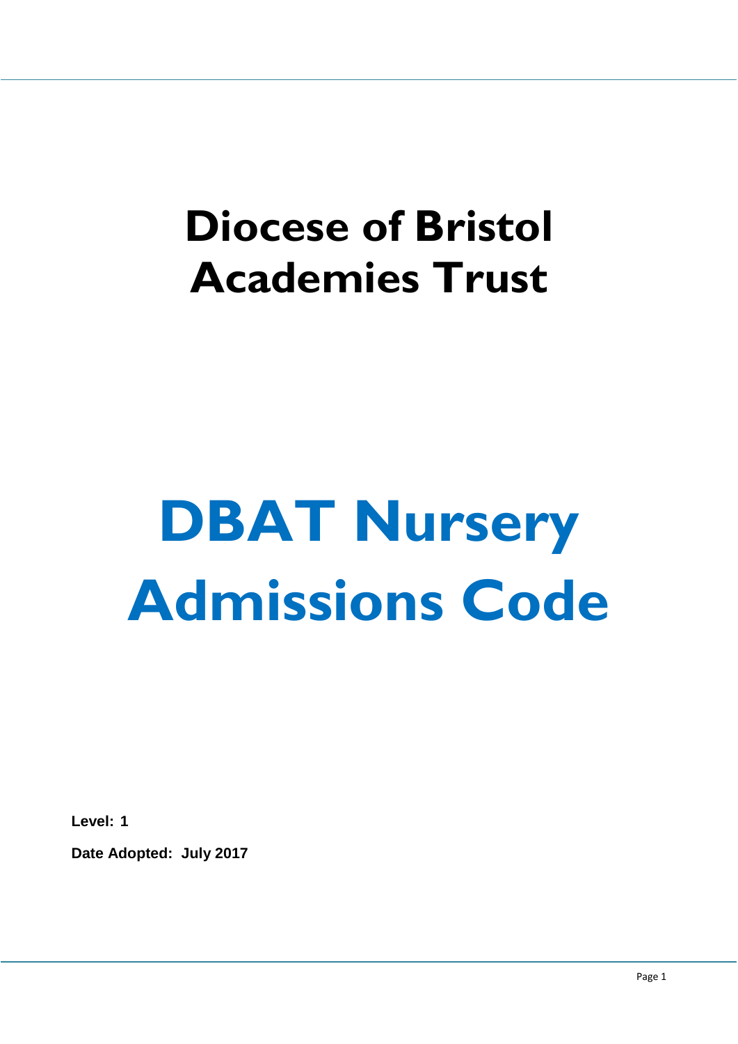# Diocese of Bristol Academies Trust

# DBAT Nursery Admissions Code

**Level: 1**

**Date Adopted: July 2017**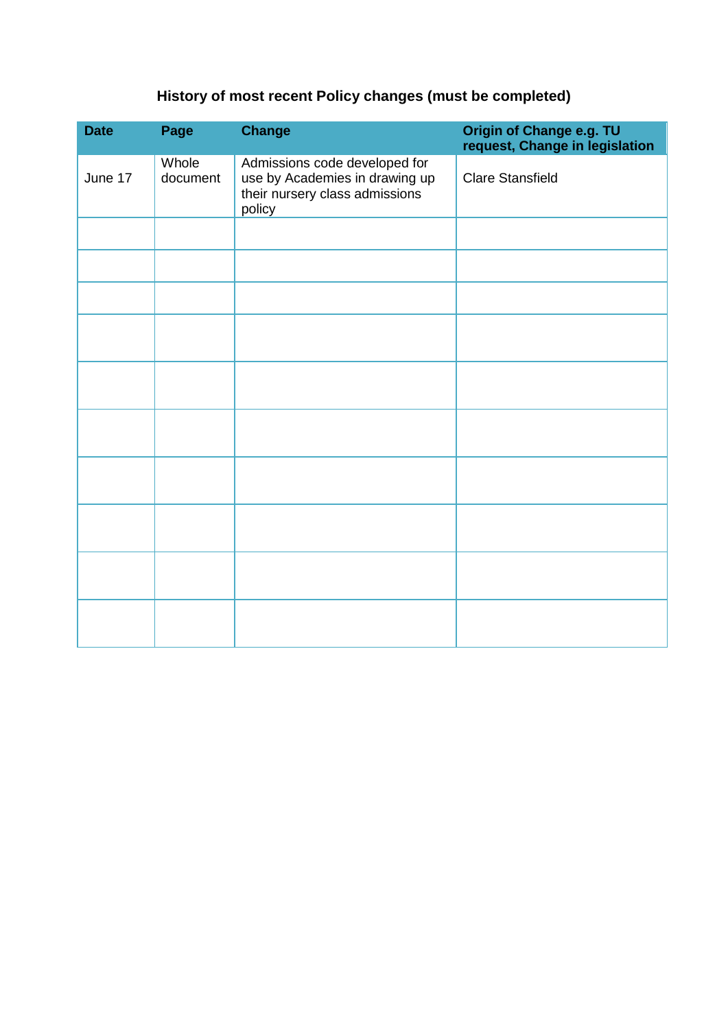## History of most recent Policy changes (must be completed)

| Date | Page | Change | Origin of Change e.g. TU request, Change in legislation |
|---|---|---|---|
| June 17 | Whole document | Admissions code developed for use by Academies in drawing up their nursery class admissions policy | Clare Stansfield |
| | | | |
| | | | |
| | | | |
| | | | |
| | | | |
| | | | |
| | | | |
| | | | |
| | | | |
| | | | |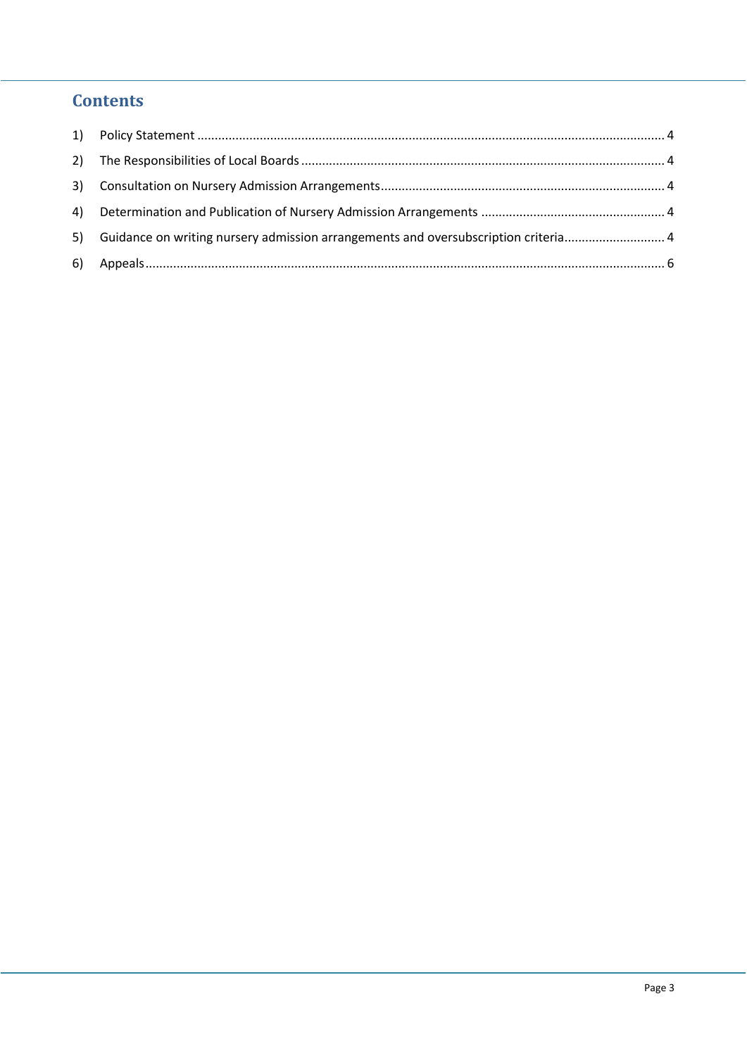# Contents

1) Policy Statement ..................................................................................................................................... 4
2) The Responsibilities of Local Boards ........................................................................................................ 4
3) Consultation on Nursery Admission Arrangements ................................................................................. 4
4) Determination and Publication of Nursery Admission Arrangements ..................................................... 4
5) Guidance on writing nursery admission arrangements and oversubscription criteria ............................. 4
6) Appeals .................................................................................................................................................... 6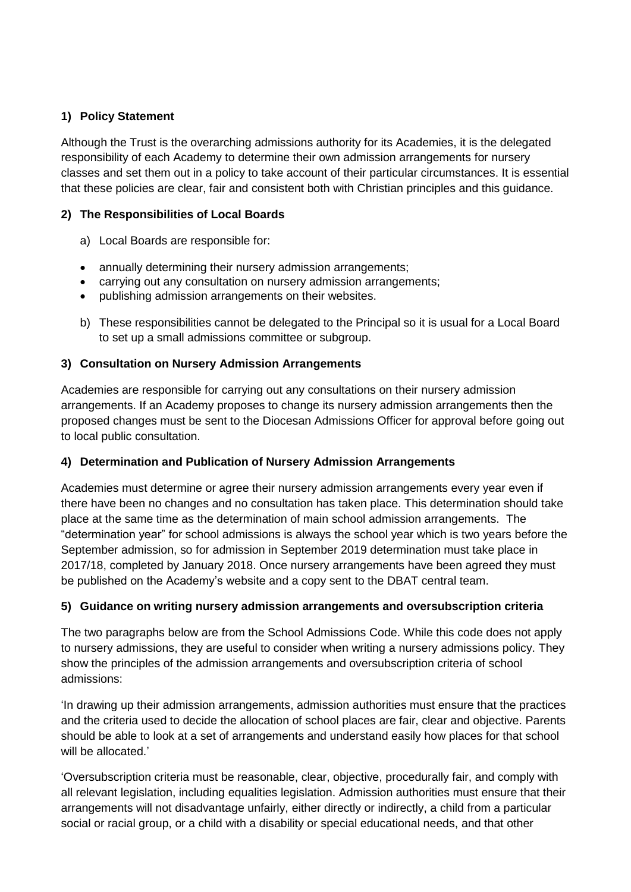### 1) Policy Statement

Although the Trust is the overarching admissions authority for its Academies, it is the delegated responsibility of each Academy to determine their own admission arrangements for nursery classes and set them out in a policy to take account of their particular circumstances. It is essential that these policies are clear, fair and consistent both with Christian principles and this guidance.

### 2) The Responsibilities of Local Boards

a) Local Boards are responsible for:

- annually determining their nursery admission arrangements;
- carrying out any consultation on nursery admission arrangements;
- publishing admission arrangements on their websites.

b) These responsibilities cannot be delegated to the Principal so it is usual for a Local Board to set up a small admissions committee or subgroup.

### 3) Consultation on Nursery Admission Arrangements

Academies are responsible for carrying out any consultations on their nursery admission arrangements. If an Academy proposes to change its nursery admission arrangements then the proposed changes must be sent to the Diocesan Admissions Officer for approval before going out to local public consultation.

### 4) Determination and Publication of Nursery Admission Arrangements

Academies must determine or agree their nursery admission arrangements every year even if there have been no changes and no consultation has taken place. This determination should take place at the same time as the determination of main school admission arrangements. The "determination year" for school admissions is always the school year which is two years before the September admission, so for admission in September 2019 determination must take place in 2017/18, completed by January 2018. Once nursery arrangements have been agreed they must be published on the Academy's website and a copy sent to the DBAT central team.

### 5) Guidance on writing nursery admission arrangements and oversubscription criteria

The two paragraphs below are from the School Admissions Code. While this code does not apply to nursery admissions, they are useful to consider when writing a nursery admissions policy. They show the principles of the admission arrangements and oversubscription criteria of school admissions:

'In drawing up their admission arrangements, admission authorities must ensure that the practices and the criteria used to decide the allocation of school places are fair, clear and objective. Parents should be able to look at a set of arrangements and understand easily how places for that school will be allocated.'

'Oversubscription criteria must be reasonable, clear, objective, procedurally fair, and comply with all relevant legislation, including equalities legislation. Admission authorities must ensure that their arrangements will not disadvantage unfairly, either directly or indirectly, a child from a particular social or racial group, or a child with a disability or special educational needs, and that other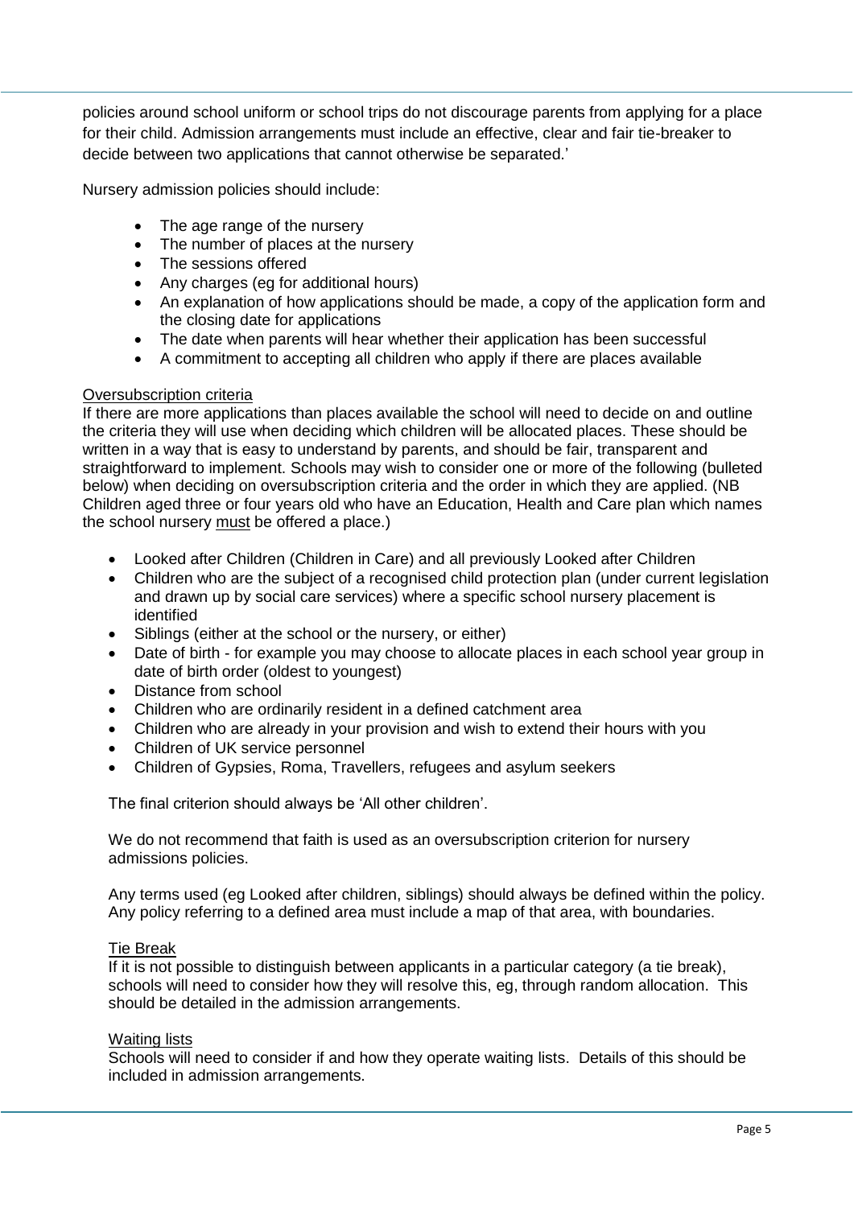policies around school uniform or school trips do not discourage parents from applying for a place for their child. Admission arrangements must include an effective, clear and fair tie-breaker to decide between two applications that cannot otherwise be separated.'

Nursery admission policies should include:

- The age range of the nursery
- The number of places at the nursery
- The sessions offered
- Any charges (eg for additional hours)
- An explanation of how applications should be made, a copy of the application form and the closing date for applications
- The date when parents will hear whether their application has been successful
- A commitment to accepting all children who apply if there are places available

<u>Oversubscription criteria</u>

If there are more applications than places available the school will need to decide on and outline the criteria they will use when deciding which children will be allocated places. These should be written in a way that is easy to understand by parents, and should be fair, transparent and straightforward to implement. Schools may wish to consider one or more of the following (bulleted below) when deciding on oversubscription criteria and the order in which they are applied. (NB Children aged three or four years old who have an Education, Health and Care plan which names the school nursery <u>must</u> be offered a place.)

- Looked after Children (Children in Care) and all previously Looked after Children
- Children who are the subject of a recognised child protection plan (under current legislation and drawn up by social care services) where a specific school nursery placement is identified
- Siblings (either at the school or the nursery, or either)
- Date of birth - for example you may choose to allocate places in each school year group in date of birth order (oldest to youngest)
- Distance from school
- Children who are ordinarily resident in a defined catchment area
- Children who are already in your provision and wish to extend their hours with you
- Children of UK service personnel
- Children of Gypsies, Roma, Travellers, refugees and asylum seekers

The final criterion should always be 'All other children'.

We do not recommend that faith is used as an oversubscription criterion for nursery admissions policies.

Any terms used (eg Looked after children, siblings) should always be defined within the policy. Any policy referring to a defined area must include a map of that area, with boundaries.

<u>Tie Break</u>

If it is not possible to distinguish between applicants in a particular category (a tie break), schools will need to consider how they will resolve this, eg, through random allocation. This should be detailed in the admission arrangements.

<u>Waiting lists</u>

Schools will need to consider if and how they operate waiting lists. Details of this should be included in admission arrangements.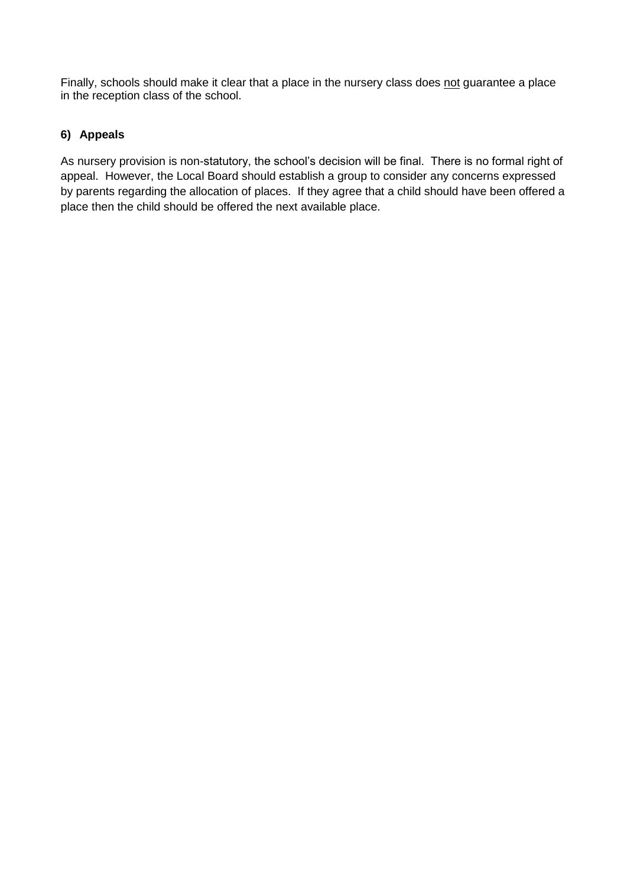Finally, schools should make it clear that a place in the nursery class does <u>not</u> guarantee a place in the reception class of the school.

### 6) Appeals

As nursery provision is non-statutory, the school's decision will be final. There is no formal right of appeal. However, the Local Board should establish a group to consider any concerns expressed by parents regarding the allocation of places. If they agree that a child should have been offered a place then the child should be offered the next available place.